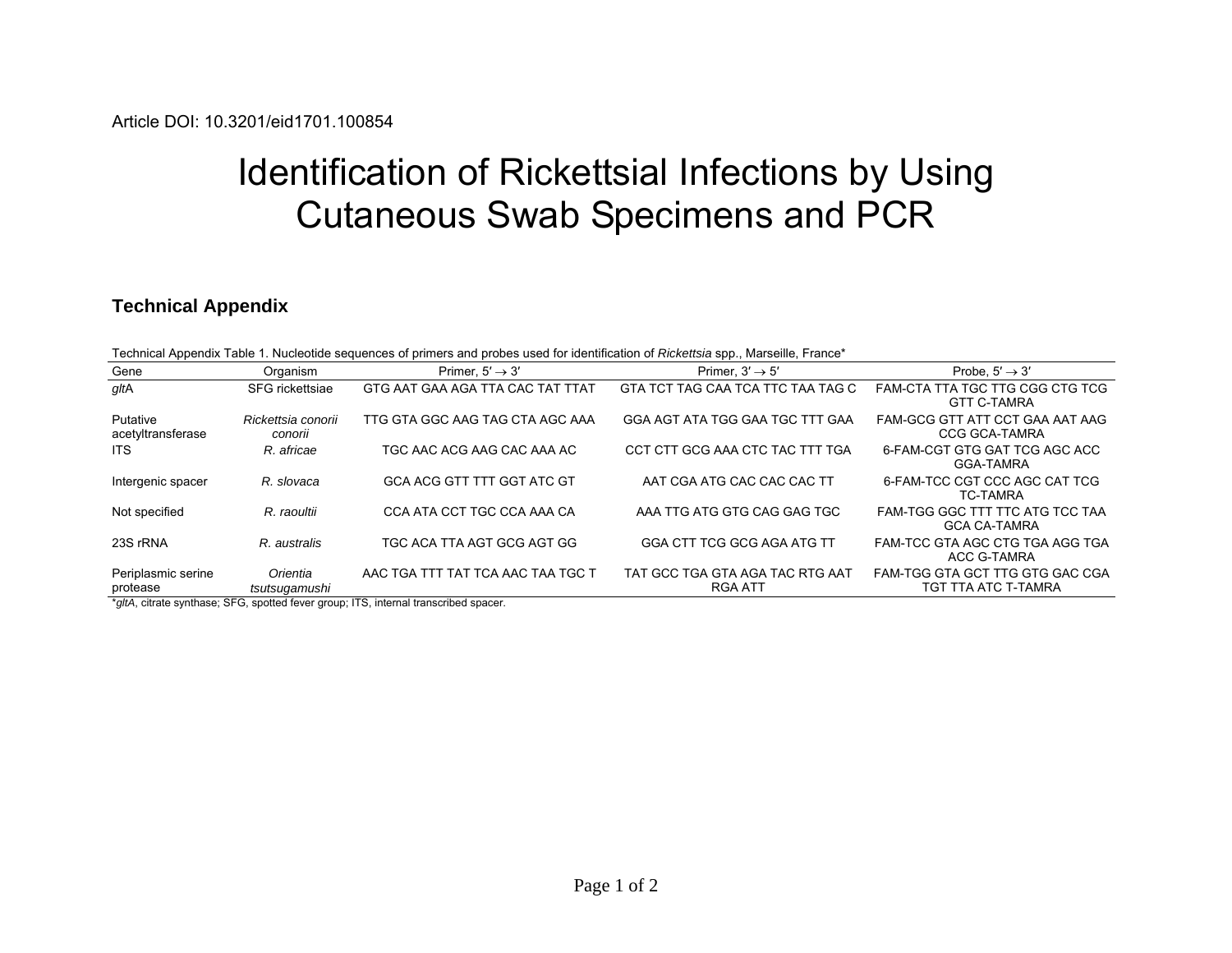Article DOI: 10.3201/eid1701.100854

# Identification of Rickettsial Infections by Using Cutaneous Swab Specimens and PCR

## Technical Appendix

Technical Appendix Table 1. Nucleotide sequences of primers and probes used for identification of *Rickettsia* spp., Marseille, France*

| Gene | Organism | Primer, 5′ → 3′ | Primer, 3′ → 5′ | Probe, 5′ → 3′ |
|---|---|---|---|---|
| *glt*A | SFG rickettsiae | GTG AAT GAA AGA TTA CAC TAT TTAT | GTA TCT TAG CAA TCA TTC TAA TAG C | FAM-CTA TTA TGC TTG CGG CTG TCG GTT C-TAMRA |
| Putative acetyltransferase | *Rickettsia conorii conorii* | TTG GTA GGC AAG TAG CTA AGC AAA | GGA AGT ATA TGG GAA TGC TTT GAA | FAM-GCG GTT ATT CCT GAA AAT AAG CCG GCA-TAMRA |
| ITS | *R. africae* | TGC AAC ACG AAG CAC AAA AC | CCT CTT GCG AAA CTC TAC TTT TGA | 6-FAM-CGT GTG GAT TCG AGC ACC GGA-TAMRA |
| Intergenic spacer | *R. slovaca* | GCA ACG GTT TTT GGT ATC GT | AAT CGA ATG CAC CAC CAC TT | 6-FAM-TCC CGT CCC AGC CAT TCG TC-TAMRA |
| Not specified | *R. raoultii* | CCA ATA CCT TGC CCA AAA CA | AAA TTG ATG GTG CAG GAG TGC | FAM-TGG GGC TTT TTC ATG TCC TAA GCA CA-TAMRA |
| 23S rRNA | *R. australis* | TGC ACA TTA AGT GCG AGT GG | GGA CTT TCG GCG AGA ATG TT | FAM-TCC GTA AGC CTG TGA AGG TGA ACC G-TAMRA |
| Periplasmic serine protease | *Orientia tsutsugamushi* | AAC TGA TTT TAT TCA AAC TAA TGC T | TAT GCC TGA GTA AGA TAC RTG AAT RGA ATT | FAM-TGG GTA GCT TTG GTG GAC CGA TGT TTA ATC T-TAMRA |

*gltA*, citrate synthase; SFG, spotted fever group; ITS, internal transcribed spacer.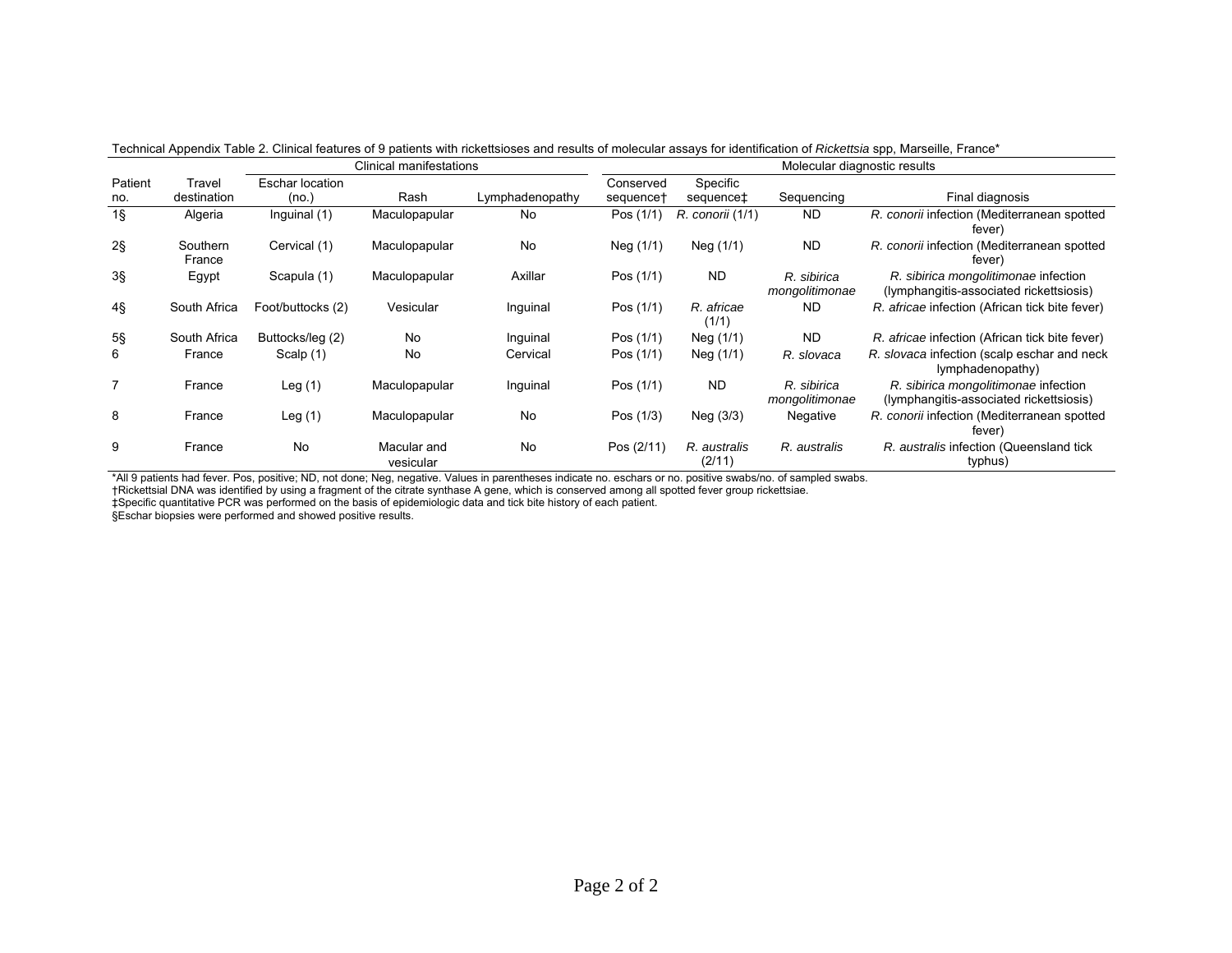Technical Appendix Table 2. Clinical features of 9 patients with rickettsioses and results of molecular assays for identification of *Rickettsia* spp, Marseille, France*

| Patient no. | Travel destination | Clinical manifestations | | | Molecular diagnostic results | | | |
|---|---|---|---|---|---|---|---|---|
| | | Eschar location (no.) | Rash | Lymphadenopathy | Conserved sequence† | Specific sequence‡ | Sequencing | Final diagnosis |
| 1§ | Algeria | Inguinal (1) | Maculopapular | No | Pos (1/1) | *R. conorii* (1/1) | ND | *R. conorii* infection (Mediterranean spotted fever) |
| 2§ | Southern France | Cervical (1) | Maculopapular | No | Neg (1/1) | Neg (1/1) | ND | *R. conorii* infection (Mediterranean spotted fever) |
| 3§ | Egypt | Scapula (1) | Maculopapular | Axillar | Pos (1/1) | ND | *R. sibirica mongolitimonae* | *R. sibirica mongolitimonae* infection (lymphangitis-associated rickettsiosis) |
| 4§ | South Africa | Foot/buttocks (2) | Vesicular | Inguinal | Pos (1/1) | *R. africae* (1/1) | ND | *R. africae* infection (African tick bite fever) |
| 5§ | South Africa | Buttocks/leg (2) | No | Inguinal | Pos (1/1) | Neg (1/1) | ND | *R. africae* infection (African tick bite fever) |
| 6 | France | Scalp (1) | No | Cervical | Pos (1/1) | Neg (1/1) | *R. slovaca* | *R. slovaca* infection (scalp eschar and neck lymphadenopathy) |
| 7 | France | Leg (1) | Maculopapular | Inguinal | Pos (1/1) | ND | *R. sibirica mongolitimonae* | *R. sibirica mongolitimonae* infection (lymphangitis-associated rickettsiosis) |
| 8 | France | Leg (1) | Maculopapular | No | Pos (1/3) | Neg (3/3) | Negative | *R. conorii* infection (Mediterranean spotted fever) |
| 9 | France | No | Macular and vesicular | No | Pos (2/11) | *R. australis* (2/11) | *R. australis* | *R. australis* infection (Queensland tick typhus) |

*All 9 patients had fever. Pos, positive; ND, not done; Neg, negative. Values in parentheses indicate no. eschars or no. positive swabs/no. of sampled swabs.
†Rickettsial DNA was identified by using a fragment of the citrate synthase A gene, which is conserved among all spotted fever group rickettsiae.
‡Specific quantitative PCR was performed on the basis of epidemiologic data and tick bite history of each patient.
§Eschar biopsies were performed and showed positive results.